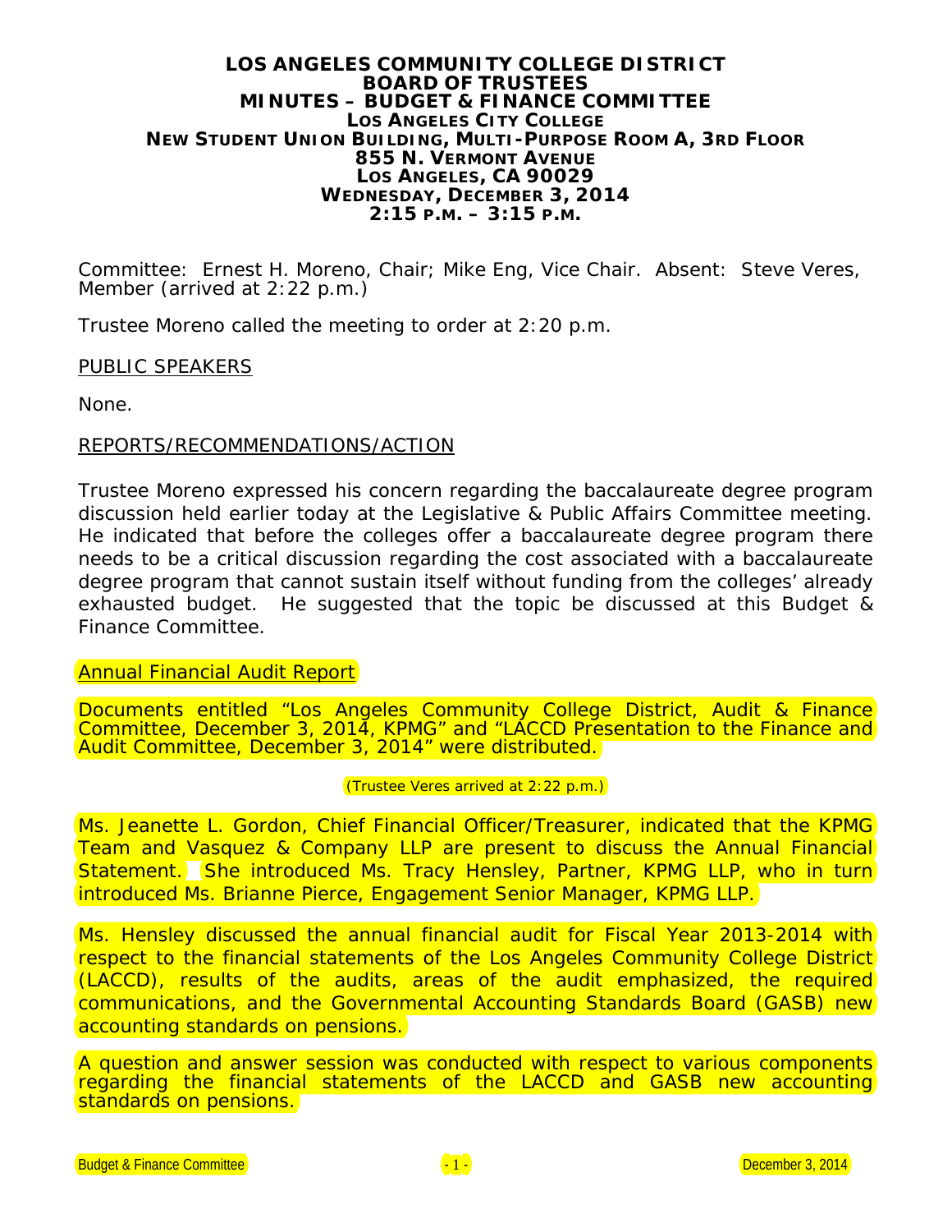# LOS ANGELES COMMUNITY COLLEGE DISTRICT
# BOARD OF TRUSTEES
# MINUTES – BUDGET & FINANCE COMMITTEE

**LOS ANGELES CITY COLLEGE**
**NEW STUDENT UNION BUILDING, MULTI-PURPOSE ROOM A, 3RD FLOOR**
**855 N. VERMONT AVENUE**
**LOS ANGELES, CA 90029**
**WEDNESDAY, DECEMBER 3, 2014**
**2:15 P.M. – 3:15 P.M.**

Committee: Ernest H. Moreno, Chair; Mike Eng, Vice Chair. Absent: Steve Veres, Member (arrived at 2:22 p.m.)

Trustee Moreno called the meeting to order at 2:20 p.m.

PUBLIC SPEAKERS

None.

REPORTS/RECOMMENDATIONS/ACTION

Trustee Moreno expressed his concern regarding the baccalaureate degree program discussion held earlier today at the Legislative & Public Affairs Committee meeting. He indicated that before the colleges offer a baccalaureate degree program there needs to be a critical discussion regarding the cost associated with a baccalaureate degree program that cannot sustain itself without funding from the colleges' already exhausted budget. He suggested that the topic be discussed at this Budget & Finance Committee.

Annual Financial Audit Report

Documents entitled "Los Angeles Community College District, Audit & Finance Committee, December 3, 2014, KPMG" and "LACCD Presentation to the Finance and Audit Committee, December 3, 2014" were distributed.

(Trustee Veres arrived at 2:22 p.m.)

Ms. Jeanette L. Gordon, Chief Financial Officer/Treasurer, indicated that the KPMG Team and Vasquez & Company LLP are present to discuss the Annual Financial Statement. She introduced Ms. Tracy Hensley, Partner, KPMG LLP, who in turn introduced Ms. Brianne Pierce, Engagement Senior Manager, KPMG LLP.

Ms. Hensley discussed the annual financial audit for Fiscal Year 2013-2014 with respect to the financial statements of the Los Angeles Community College District (LACCD), results of the audits, areas of the audit emphasized, the required communications, and the Governmental Accounting Standards Board (GASB) new accounting standards on pensions.

A question and answer session was conducted with respect to various components regarding the financial statements of the LACCD and GASB new accounting standards on pensions.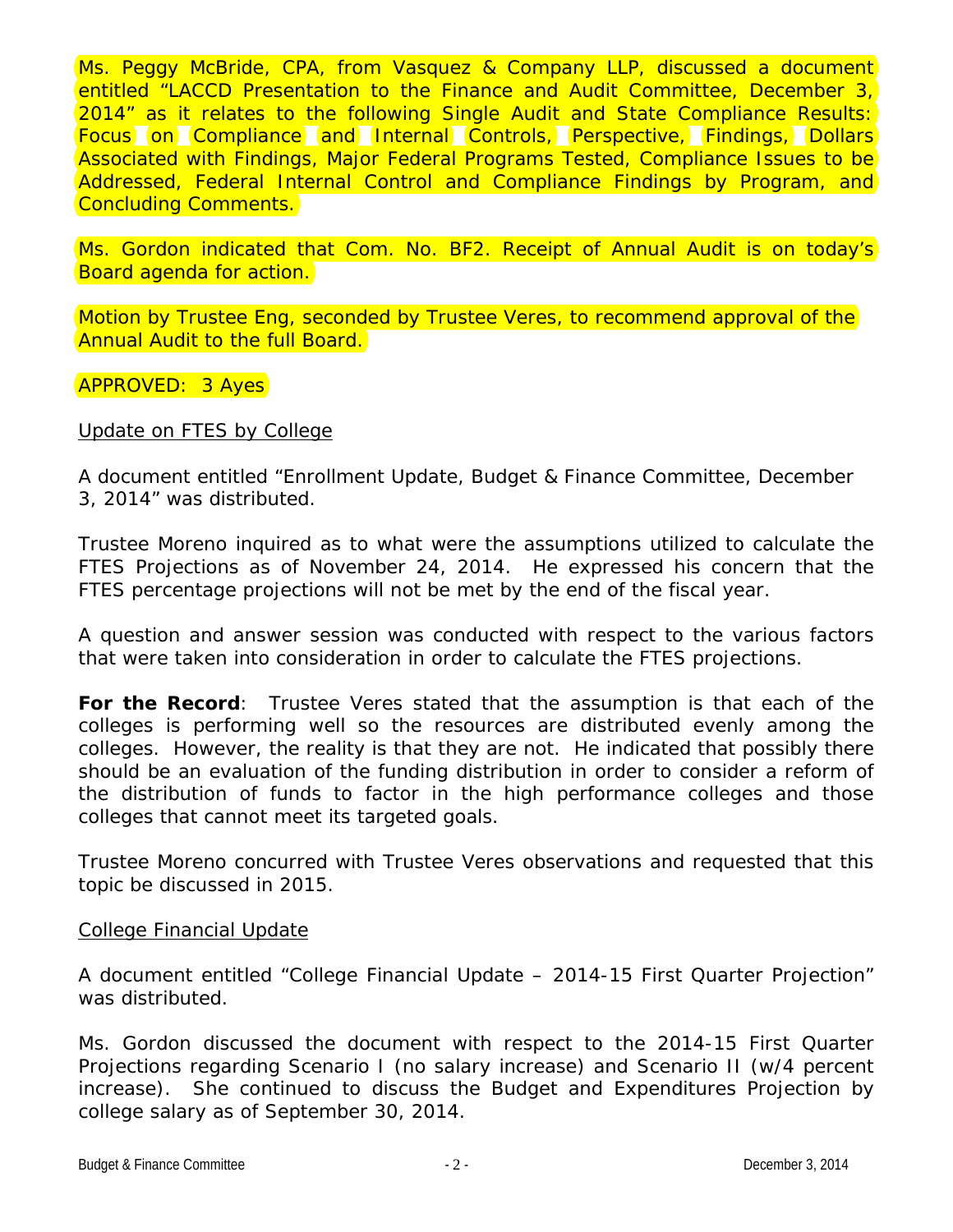Ms. Peggy McBride, CPA, from Vasquez & Company LLP, discussed a document entitled "LACCD Presentation to the Finance and Audit Committee, December 3, 2014" as it relates to the following Single Audit and State Compliance Results: Focus on Compliance and Internal Controls, Perspective, Findings, Dollars Associated with Findings, Major Federal Programs Tested, Compliance Issues to be Addressed, Federal Internal Control and Compliance Findings by Program, and Concluding Comments.

Ms. Gordon indicated that Com. No. BF2. Receipt of Annual Audit is on today's Board agenda for action.

Motion by Trustee Eng, seconded by Trustee Veres, to recommend approval of the Annual Audit to the full Board.

APPROVED: 3 Ayes

Update on FTES by College

A document entitled "Enrollment Update, Budget & Finance Committee, December 3, 2014" was distributed.

Trustee Moreno inquired as to what were the assumptions utilized to calculate the FTES Projections as of November 24, 2014. He expressed his concern that the FTES percentage projections will not be met by the end of the fiscal year.

A question and answer session was conducted with respect to the various factors that were taken into consideration in order to calculate the FTES projections.

**For the Record**: Trustee Veres stated that the assumption is that each of the colleges is performing well so the resources are distributed evenly among the colleges. However, the reality is that they are not. He indicated that possibly there should be an evaluation of the funding distribution in order to consider a reform of the distribution of funds to factor in the high performance colleges and those colleges that cannot meet its targeted goals.

Trustee Moreno concurred with Trustee Veres observations and requested that this topic be discussed in 2015.

College Financial Update

A document entitled "College Financial Update – 2014-15 First Quarter Projection" was distributed.

Ms. Gordon discussed the document with respect to the 2014-15 First Quarter Projections regarding Scenario I (no salary increase) and Scenario II (w/4 percent increase). She continued to discuss the Budget and Expenditures Projection by college salary as of September 30, 2014.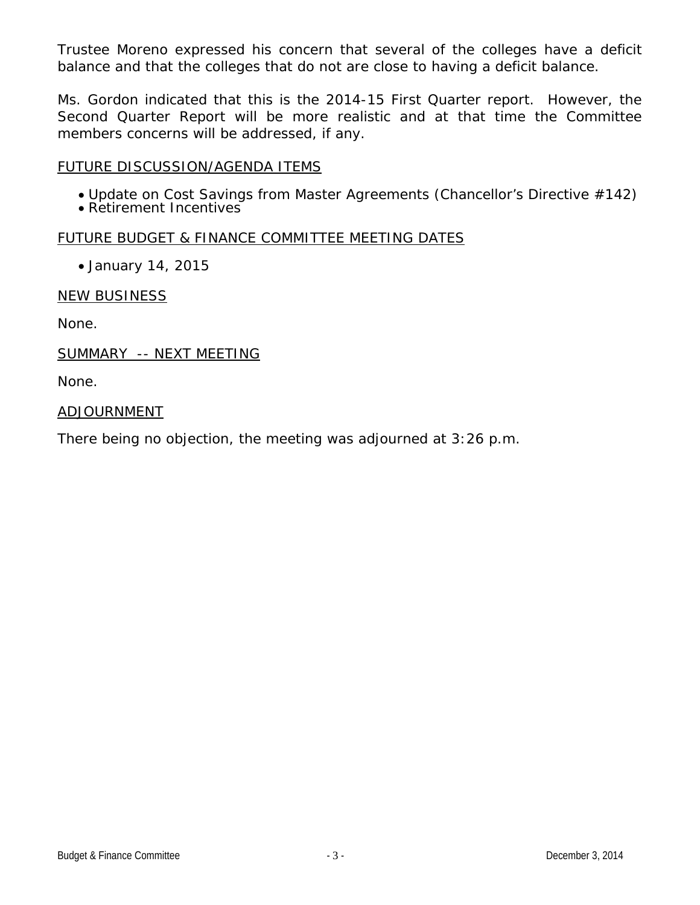Trustee Moreno expressed his concern that several of the colleges have a deficit balance and that the colleges that do not are close to having a deficit balance.

Ms. Gordon indicated that this is the 2014-15 First Quarter report. However, the Second Quarter Report will be more realistic and at that time the Committee members concerns will be addressed, if any.

## FUTURE DISCUSSION/AGENDA ITEMS

- Update on Cost Savings from Master Agreements (Chancellor's Directive #142)
- Retirement Incentives

## FUTURE BUDGET & FINANCE COMMITTEE MEETING DATES

- January 14, 2015

## NEW BUSINESS

None.

## SUMMARY -- NEXT MEETING

None.

## ADJOURNMENT

There being no objection, the meeting was adjourned at 3:26 p.m.